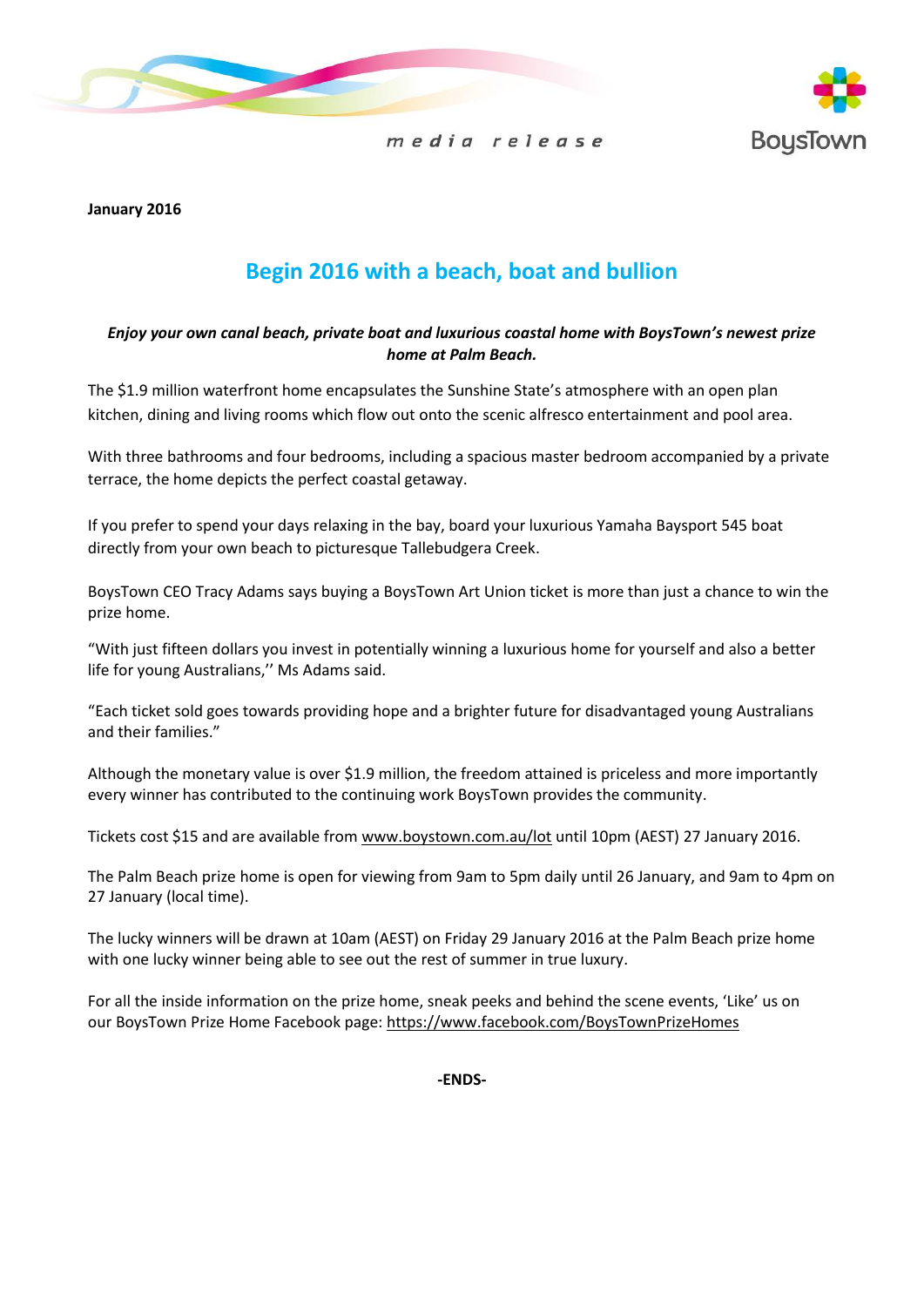media release

BoysTown

**January 2016**

# Begin 2016 with a beach, boat and bullion

***Enjoy your own canal beach, private boat and luxurious coastal home with BoysTown's newest prize home at Palm Beach.***

The $1.9 million waterfront home encapsulates the Sunshine State's atmosphere with an open plan kitchen, dining and living rooms which flow out onto the scenic alfresco entertainment and pool area.

With three bathrooms and four bedrooms, including a spacious master bedroom accompanied by a private terrace, the home depicts the perfect coastal getaway.

If you prefer to spend your days relaxing in the bay, board your luxurious Yamaha Baysport 545 boat directly from your own beach to picturesque Tallebudgera Creek.

BoysTown CEO Tracy Adams says buying a BoysTown Art Union ticket is more than just a chance to win the prize home.

"With just fifteen dollars you invest in potentially winning a luxurious home for yourself and also a better life for young Australians,'' Ms Adams said.

"Each ticket sold goes towards providing hope and a brighter future for disadvantaged young Australians and their families."

Although the monetary value is over $1.9 million, the freedom attained is priceless and more importantly every winner has contributed to the continuing work BoysTown provides the community.

Tickets cost $15 and are available from www.boystown.com.au/lot until 10pm (AEST) 27 January 2016.

The Palm Beach prize home is open for viewing from 9am to 5pm daily until 26 January, and 9am to 4pm on 27 January (local time).

The lucky winners will be drawn at 10am (AEST) on Friday 29 January 2016 at the Palm Beach prize home with one lucky winner being able to see out the rest of summer in true luxury.

For all the inside information on the prize home, sneak peeks and behind the scene events, 'Like' us on our BoysTown Prize Home Facebook page: https://www.facebook.com/BoysTownPrizeHomes

**-ENDS-**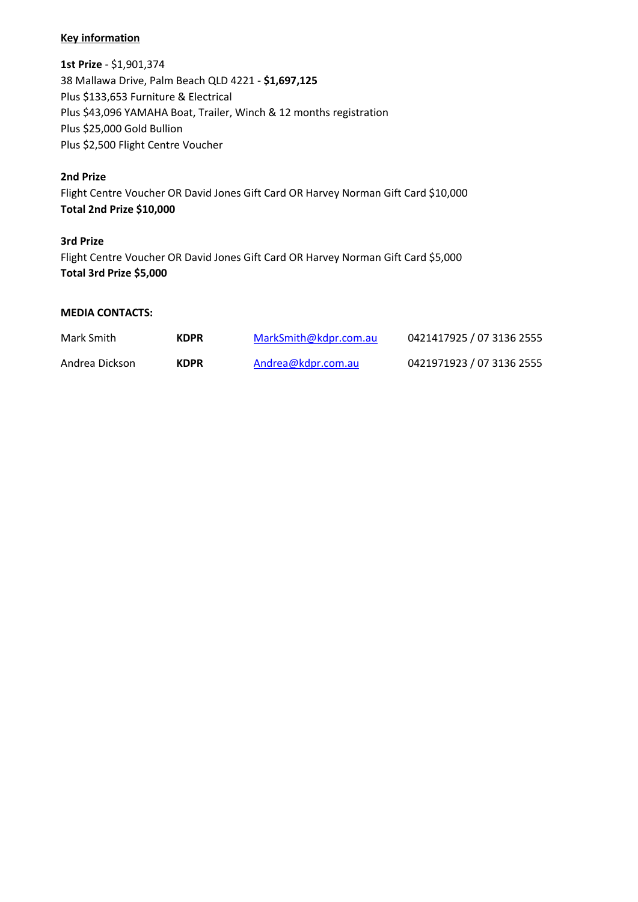**Key information**

**1st Prize** - $1,901,374
38 Mallawa Drive, Palm Beach QLD 4221 - **$1,697,125**
Plus $133,653 Furniture & Electrical
Plus $43,096 YAMAHA Boat, Trailer, Winch & 12 months registration
Plus $25,000 Gold Bullion
Plus $2,500 Flight Centre Voucher

**2nd Prize**
Flight Centre Voucher OR David Jones Gift Card OR Harvey Norman Gift Card $10,000
**Total 2nd Prize $10,000**

**3rd Prize**
Flight Centre Voucher OR David Jones Gift Card OR Harvey Norman Gift Card $5,000
**Total 3rd Prize $5,000**

**MEDIA CONTACTS:**

| | | | |
|---|---|---|---|
| Mark Smith | **KDPR** | MarkSmith@kdpr.com.au | 0421417925 / 07 3136 2555 |
| Andrea Dickson | **KDPR** | Andrea@kdpr.com.au | 0421971923 / 07 3136 2555 |